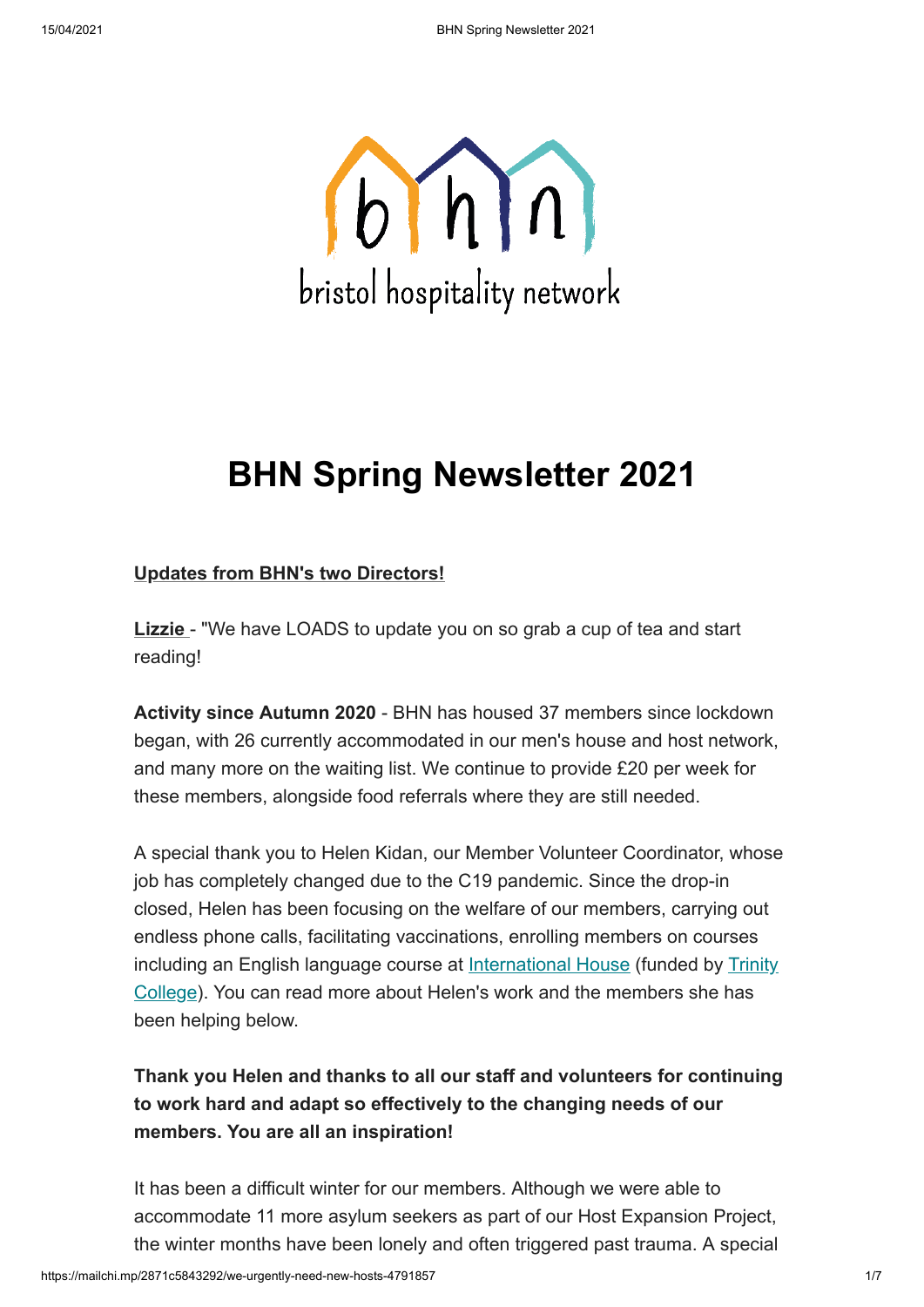bristol hospitality network

# BHN Spring Newsletter 2021

**Updates from BHN's two Directors!**

**Lizzie** - "We have LOADS to update you on so grab a cup of tea and start reading!

**Activity since Autumn 2020** - BHN has housed 37 members since lockdown began, with 26 currently accommodated in our men's house and host network, and many more on the waiting list. We continue to provide £20 per week for these members, alongside food referrals where they are still needed.

A special thank you to Helen Kidan, our Member Volunteer Coordinator, whose job has completely changed due to the C19 pandemic. Since the drop-in closed, Helen has been focusing on the welfare of our members, carrying out endless phone calls, facilitating vaccinations, enrolling members on courses including an English language course at International House (funded by Trinity College). You can read more about Helen's work and the members she has been helping below.

**Thank you Helen and thanks to all our staff and volunteers for continuing to work hard and adapt so effectively to the changing needs of our members. You are all an inspiration!**

It has been a difficult winter for our members. Although we were able to accommodate 11 more asylum seekers as part of our Host Expansion Project, the winter months have been lonely and often triggered past trauma. A special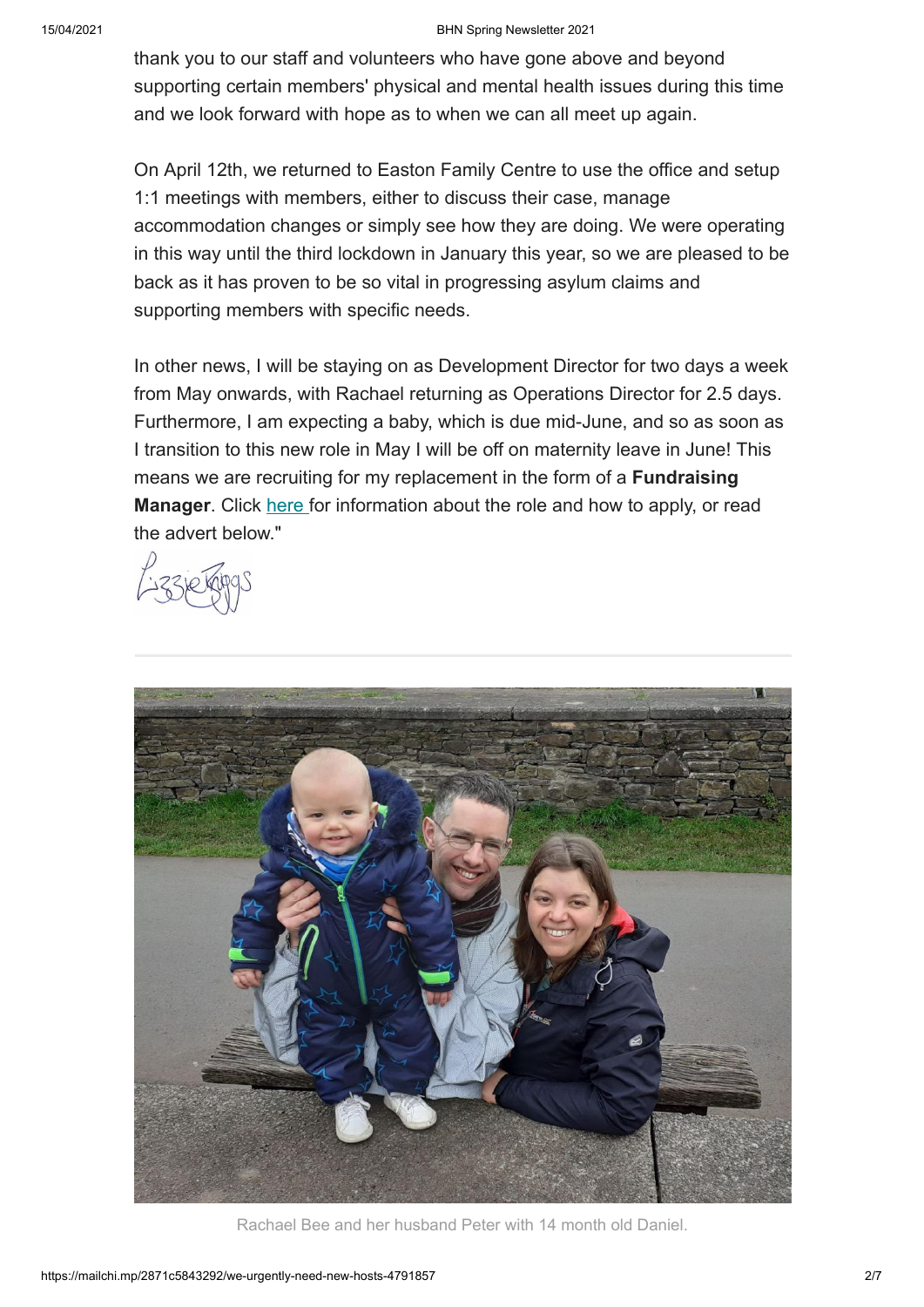thank you to our staff and volunteers who have gone above and beyond supporting certain members' physical and mental health issues during this time and we look forward with hope as to when we can all meet up again.

On April 12th, we returned to Easton Family Centre to use the office and setup 1:1 meetings with members, either to discuss their case, manage accommodation changes or simply see how they are doing. We were operating in this way until the third lockdown in January this year, so we are pleased to be back as it has proven to be so vital in progressing asylum claims and supporting members with specific needs.

In other news, I will be staying on as Development Director for two days a week from May onwards, with Rachael returning as Operations Director for 2.5 days. Furthermore, I am expecting a baby, which is due mid-June, and so as soon as I transition to this new role in May I will be off on maternity leave in June! This means we are recruiting for my replacement in the form of a **Fundraising Manager**. Click here for information about the role and how to apply, or read the advert below."

Lizzie Riggs

---

Rachael Bee and her husband Peter with 14 month old Daniel.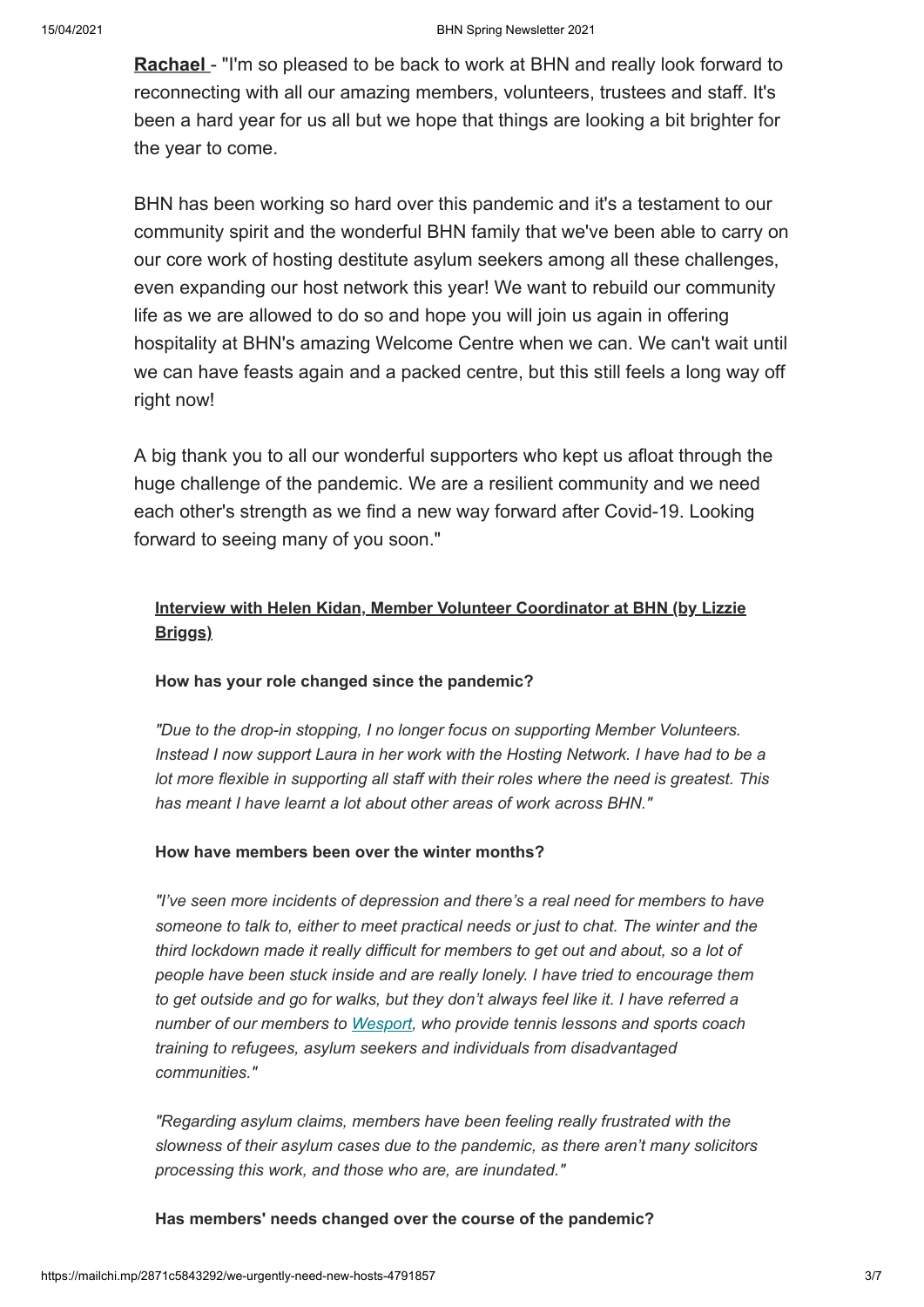**Rachael** - "I'm so pleased to be back to work at BHN and really look forward to reconnecting with all our amazing members, volunteers, trustees and staff. It's been a hard year for us all but we hope that things are looking a bit brighter for the year to come.

BHN has been working so hard over this pandemic and it's a testament to our community spirit and the wonderful BHN family that we've been able to carry on our core work of hosting destitute asylum seekers among all these challenges, even expanding our host network this year! We want to rebuild our community life as we are allowed to do so and hope you will join us again in offering hospitality at BHN's amazing Welcome Centre when we can. We can't wait until we can have feasts again and a packed centre, but this still feels a long way off right now!

A big thank you to all our wonderful supporters who kept us afloat through the huge challenge of the pandemic. We are a resilient community and we need each other's strength as we find a new way forward after Covid-19. Looking forward to seeing many of you soon."

**Interview with Helen Kidan, Member Volunteer Coordinator at BHN (by Lizzie Briggs)**

**How has your role changed since the pandemic?**

*"Due to the drop-in stopping, I no longer focus on supporting Member Volunteers. Instead I now support Laura in her work with the Hosting Network. I have had to be a lot more flexible in supporting all staff with their roles where the need is greatest. This has meant I have learnt a lot about other areas of work across BHN."*

**How have members been over the winter months?**

*"I've seen more incidents of depression and there's a real need for members to have someone to talk to, either to meet practical needs or just to chat. The winter and the third lockdown made it really difficult for members to get out and about, so a lot of people have been stuck inside and are really lonely. I have tried to encourage them to get outside and go for walks, but they don't always feel like it. I have referred a number of our members to Wesport, who provide tennis lessons and sports coach training to refugees, asylum seekers and individuals from disadvantaged communities."*

*"Regarding asylum claims, members have been feeling really frustrated with the slowness of their asylum cases due to the pandemic, as there aren't many solicitors processing this work, and those who are, are inundated."*

**Has members' needs changed over the course of the pandemic?**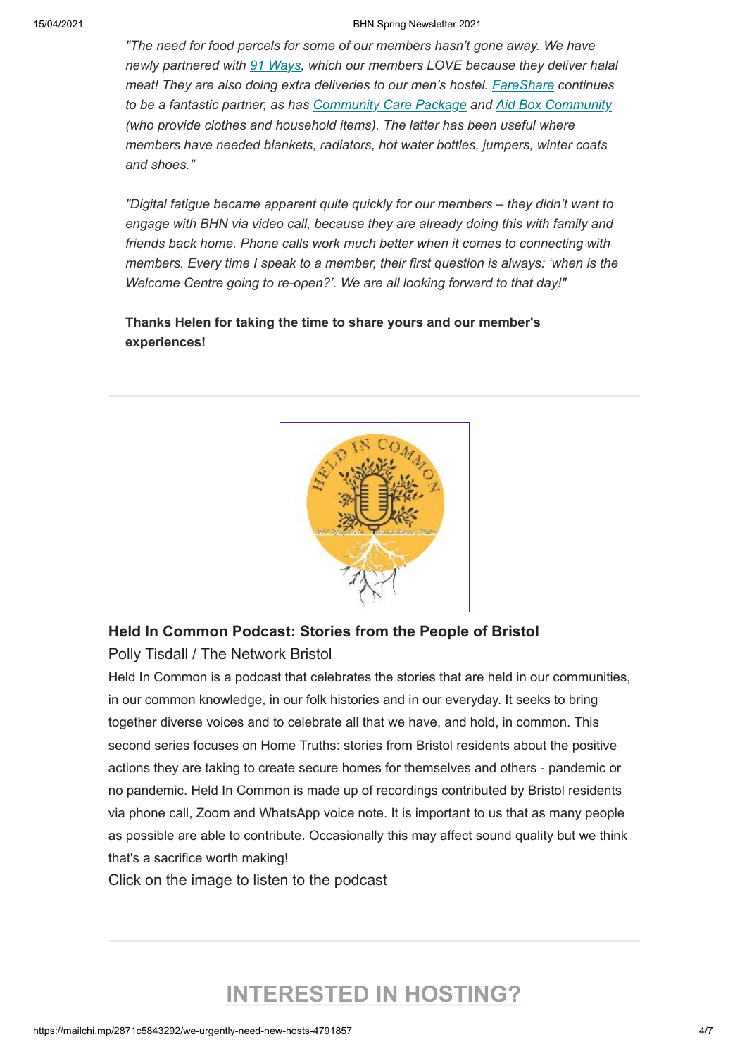*"The need for food parcels for some of our members hasn't gone away. We have newly partnered with 91 Ways, which our members LOVE because they deliver halal meat! They are also doing extra deliveries to our men's hostel. FareShare continues to be a fantastic partner, as has Community Care Package and Aid Box Community (who provide clothes and household items). The latter has been useful where members have needed blankets, radiators, hot water bottles, jumpers, winter coats and shoes."*

*"Digital fatigue became apparent quite quickly for our members – they didn't want to engage with BHN via video call, because they are already doing this with family and friends back home. Phone calls work much better when it comes to connecting with members. Every time I speak to a member, their first question is always: 'when is the Welcome Centre going to re-open?'. We are all looking forward to that day!"*

**Thanks Helen for taking the time to share yours and our member's experiences!**

---

### Held In Common Podcast: Stories from the People of Bristol

Polly Tisdall / The Network Bristol

Held In Common is a podcast that celebrates the stories that are held in our communities, in our common knowledge, in our folk histories and in our everyday. It seeks to bring together diverse voices and to celebrate all that we have, and hold, in common. This second series focuses on Home Truths: stories from Bristol residents about the positive actions they are taking to create secure homes for themselves and others - pandemic or no pandemic. Held In Common is made up of recordings contributed by Bristol residents via phone call, Zoom and WhatsApp voice note. It is important to us that as many people as possible are able to contribute. Occasionally this may affect sound quality but we think that's a sacrifice worth making!

Click on the image to listen to the podcast

---

## INTERESTED IN HOSTING?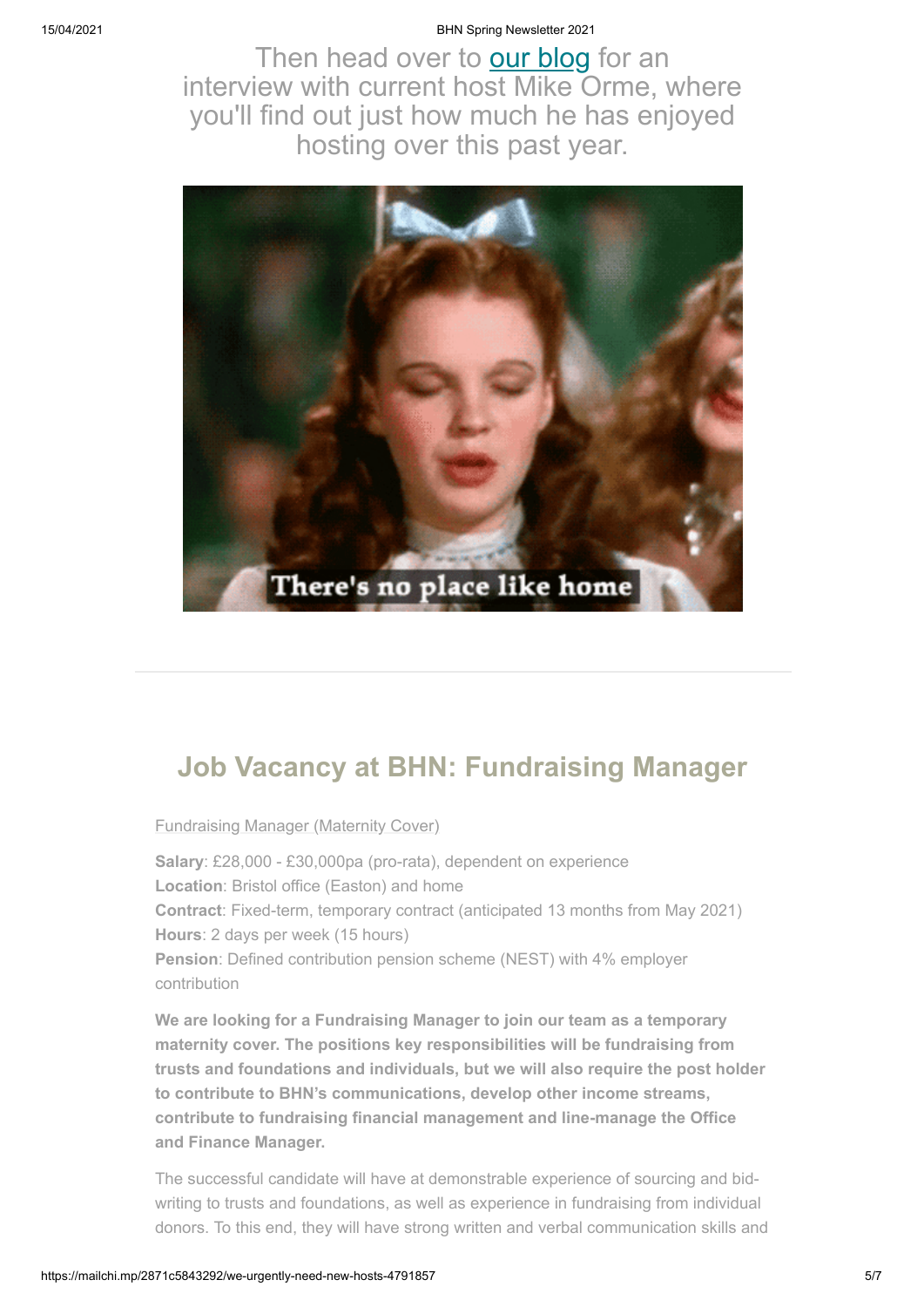Then head over to our blog for an interview with current host Mike Orme, where you'll find out just how much he has enjoyed hosting over this past year.

## Job Vacancy at BHN: Fundraising Manager

Fundraising Manager (Maternity Cover)

**Salary**: £28,000 - £30,000pa (pro-rata), dependent on experience
**Location**: Bristol office (Easton) and home
**Contract**: Fixed-term, temporary contract (anticipated 13 months from May 2021)
**Hours**: 2 days per week (15 hours)
**Pension**: Defined contribution pension scheme (NEST) with 4% employer contribution

**We are looking for a Fundraising Manager to join our team as a temporary maternity cover. The positions key responsibilities will be fundraising from trusts and foundations and individuals, but we will also require the post holder to contribute to BHN's communications, develop other income streams, contribute to fundraising financial management and line-manage the Office and Finance Manager.**

The successful candidate will have at demonstrable experience of sourcing and bid-writing to trusts and foundations, as well as experience in fundraising from individual donors. To this end, they will have strong written and verbal communication skills and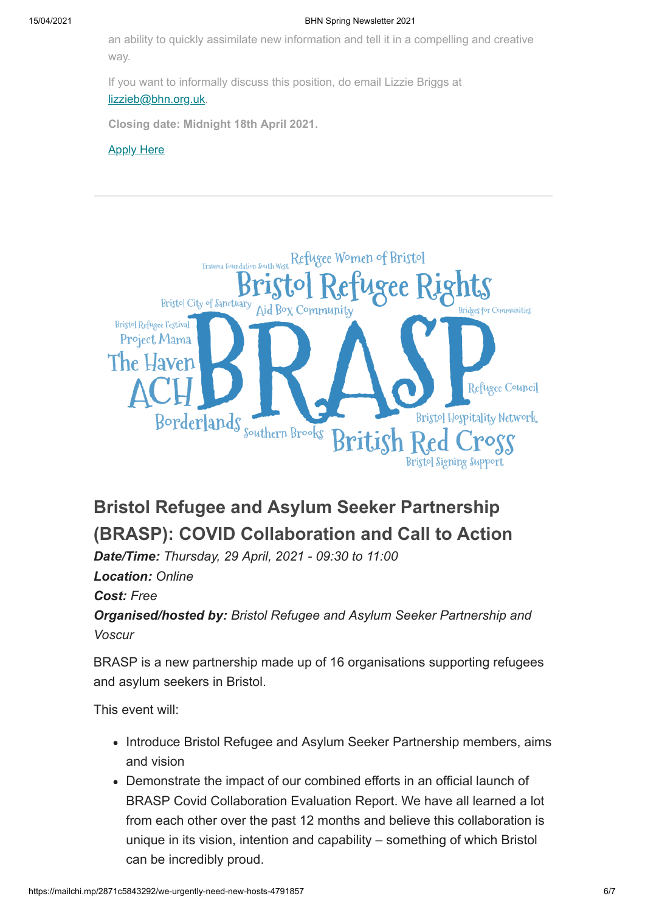an ability to quickly assimilate new information and tell it in a compelling and creative way.

If you want to informally discuss this position, do email Lizzie Briggs at [lizzieb@bhn.org.uk](mailto:lizzieb@bhn.org.uk).

**Closing date: Midnight 18th April 2021.**

[Apply Here]()

---

## Bristol Refugee and Asylum Seeker Partnership (BRASP): COVID Collaboration and Call to Action

***Date/Time:*** *Thursday, 29 April, 2021 - 09:30 to 11:00*
***Location:*** *Online*
***Cost:*** *Free*
***Organised/hosted by:*** *Bristol Refugee and Asylum Seeker Partnership and Voscur*

BRASP is a new partnership made up of 16 organisations supporting refugees and asylum seekers in Bristol.

This event will:

- Introduce Bristol Refugee and Asylum Seeker Partnership members, aims and vision
- Demonstrate the impact of our combined efforts in an official launch of BRASP Covid Collaboration Evaluation Report. We have all learned a lot from each other over the past 12 months and believe this collaboration is unique in its vision, intention and capability – something of which Bristol can be incredibly proud.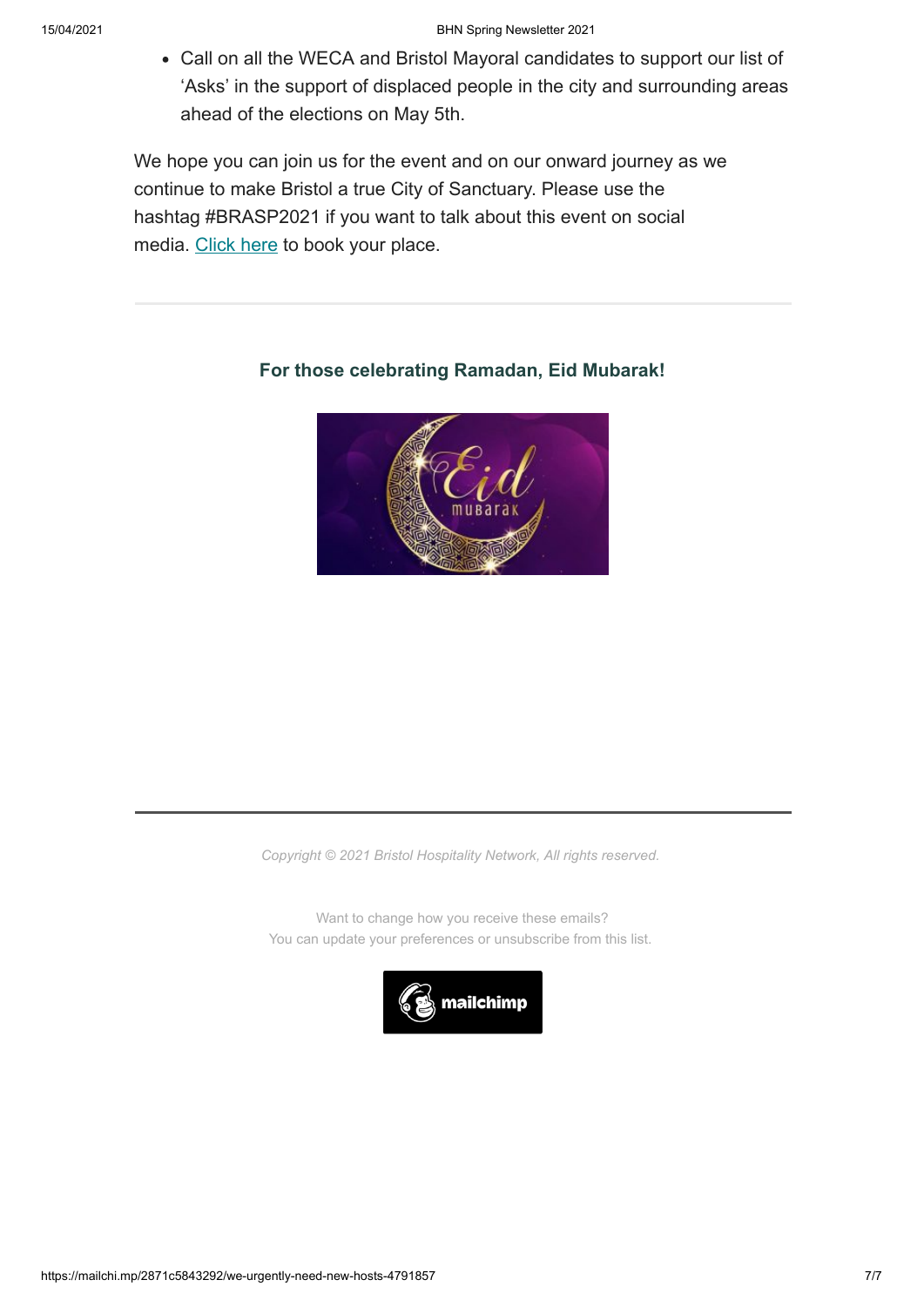- Call on all the WECA and Bristol Mayoral candidates to support our list of 'Asks' in the support of displaced people in the city and surrounding areas ahead of the elections on May 5th.

We hope you can join us for the event and on our onward journey as we continue to make Bristol a true City of Sanctuary. Please use the hashtag #BRASP2021 if you want to talk about this event on social media. Click here to book your place.

---

### For those celebrating Ramadan, Eid Mubarak!

---

*Copyright © 2021 Bristol Hospitality Network, All rights reserved.*

Want to change how you receive these emails?
You can update your preferences or unsubscribe from this list.